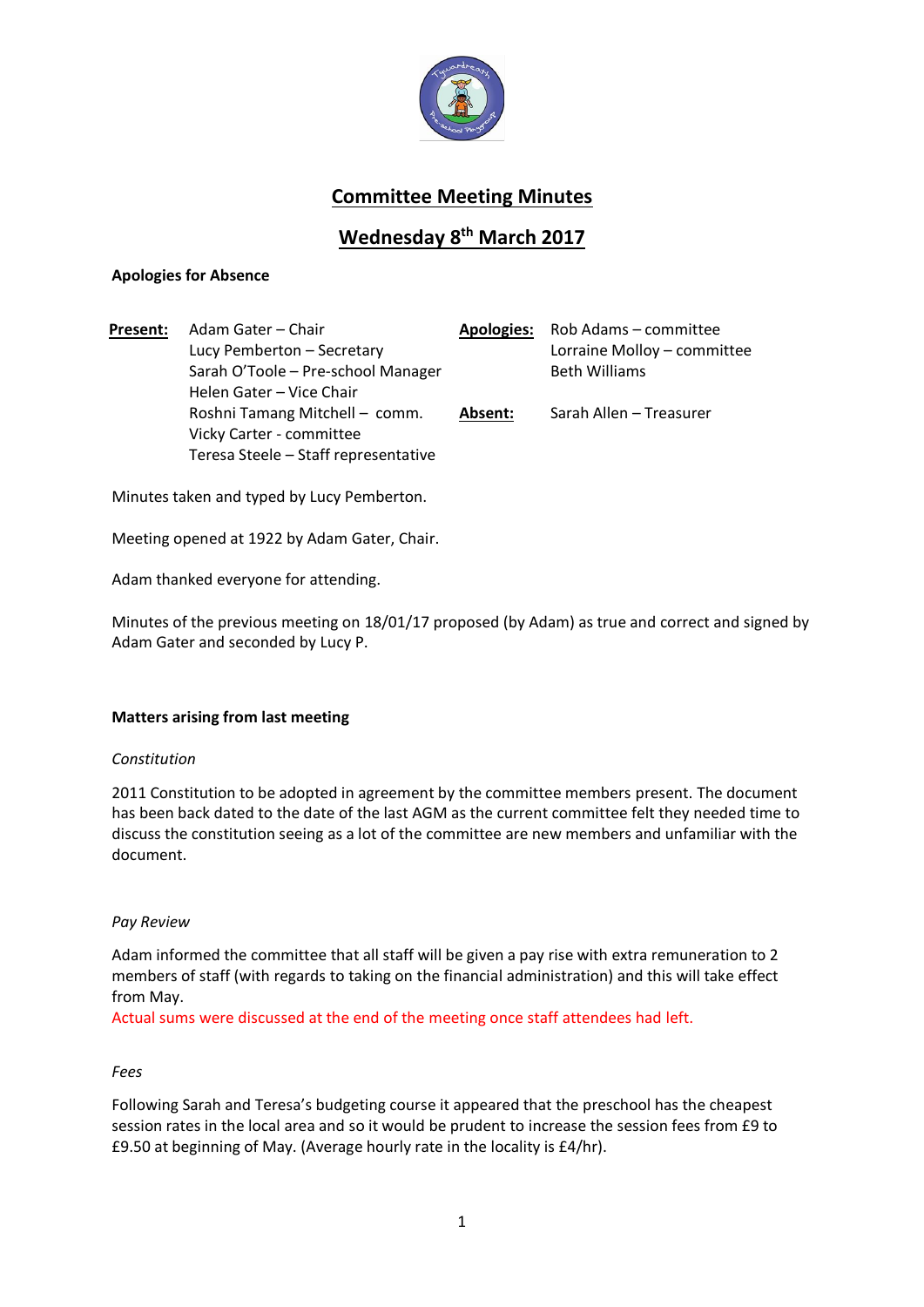# Committee Meeting Minutes

## Wednesday 8th March 2017

**Apologies for Absence**

| | | | |
|---|---|---|---|
| **Present:** | Adam Gater – Chair | **Apologies:** | Rob Adams – committee |
| | Lucy Pemberton – Secretary | | Lorraine Molloy – committee |
| | Sarah O'Toole – Pre-school Manager | | Beth Williams |
| | Helen Gater – Vice Chair | | |
| | Roshni Tamang Mitchell – comm. | **Absent:** | Sarah Allen – Treasurer |
| | Vicky Carter - committee | | |
| | Teresa Steele – Staff representative | | |

Minutes taken and typed by Lucy Pemberton.

Meeting opened at 1922 by Adam Gater, Chair.

Adam thanked everyone for attending.

Minutes of the previous meeting on 18/01/17 proposed (by Adam) as true and correct and signed by Adam Gater and seconded by Lucy P.

**Matters arising from last meeting**

*Constitution*

2011 Constitution to be adopted in agreement by the committee members present. The document has been back dated to the date of the last AGM as the current committee felt they needed time to discuss the constitution seeing as a lot of the committee are new members and unfamiliar with the document.

*Pay Review*

Adam informed the committee that all staff will be given a pay rise with extra remuneration to 2 members of staff (with regards to taking on the financial administration) and this will take effect from May.
Actual sums were discussed at the end of the meeting once staff attendees had left.

*Fees*

Following Sarah and Teresa's budgeting course it appeared that the preschool has the cheapest session rates in the local area and so it would be prudent to increase the session fees from £9 to £9.50 at beginning of May. (Average hourly rate in the locality is £4/hr).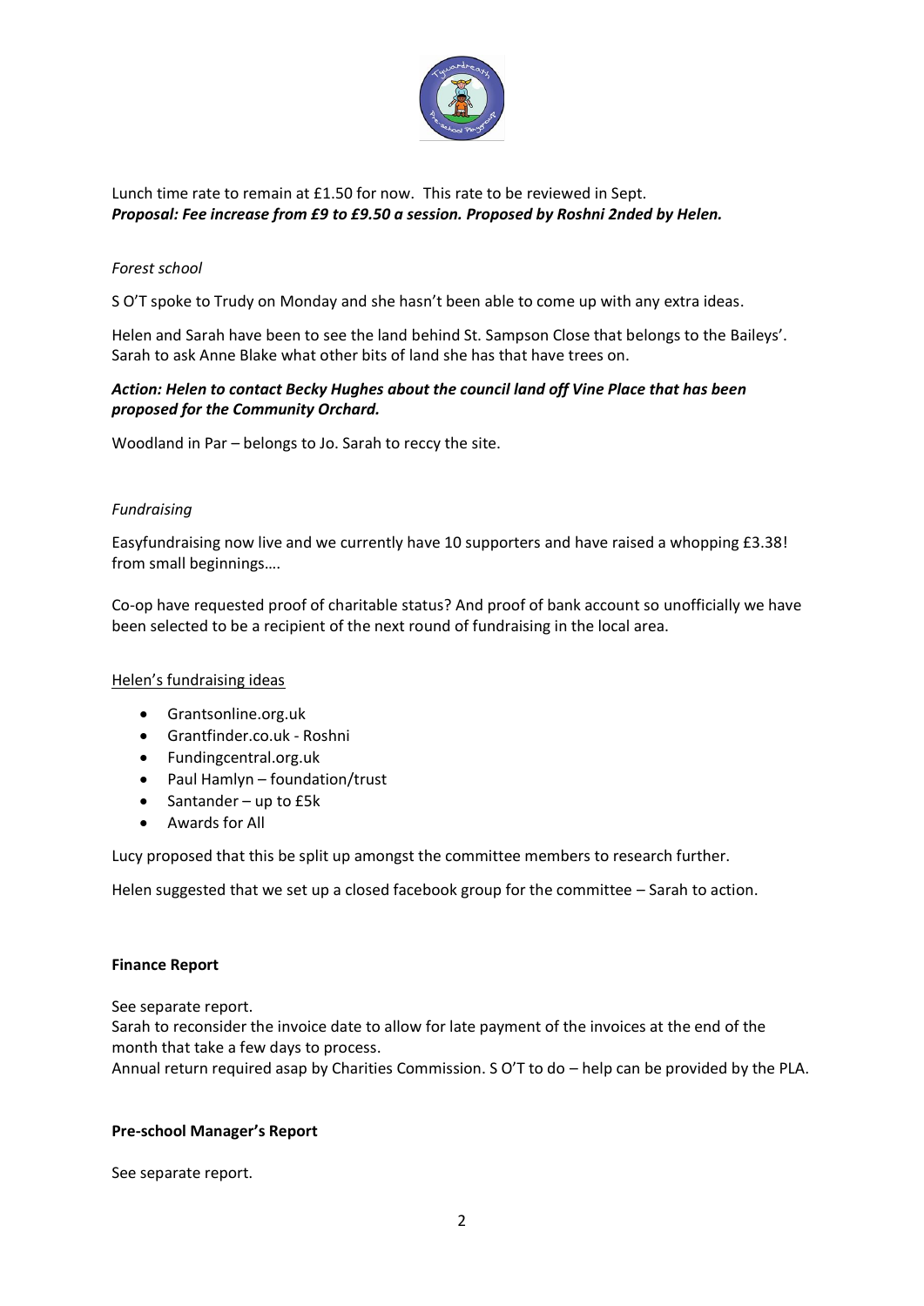Lunch time rate to remain at £1.50 for now. This rate to be reviewed in Sept.
***Proposal: Fee increase from £9 to £9.50 a session. Proposed by Roshni 2nded by Helen.***

*Forest school*

S O'T spoke to Trudy on Monday and she hasn't been able to come up with any extra ideas.

Helen and Sarah have been to see the land behind St. Sampson Close that belongs to the Baileys'. Sarah to ask Anne Blake what other bits of land she has that have trees on.

***Action: Helen to contact Becky Hughes about the council land off Vine Place that has been proposed for the Community Orchard.***

Woodland in Par – belongs to Jo. Sarah to reccy the site.

*Fundraising*

Easyfundraising now live and we currently have 10 supporters and have raised a whopping £3.38! from small beginnings….

Co-op have requested proof of charitable status? And proof of bank account so unofficially we have been selected to be a recipient of the next round of fundraising in the local area.

<u>Helen's fundraising ideas</u>

- Grantsonline.org.uk
- Grantfinder.co.uk - Roshni
- Fundingcentral.org.uk
- Paul Hamlyn – foundation/trust
- Santander – up to £5k
- Awards for All

Lucy proposed that this be split up amongst the committee members to research further.

Helen suggested that we set up a closed facebook group for the committee – Sarah to action.

**Finance Report**

See separate report.
Sarah to reconsider the invoice date to allow for late payment of the invoices at the end of the month that take a few days to process.
Annual return required asap by Charities Commission. S O'T to do – help can be provided by the PLA.

**Pre-school Manager's Report**

See separate report.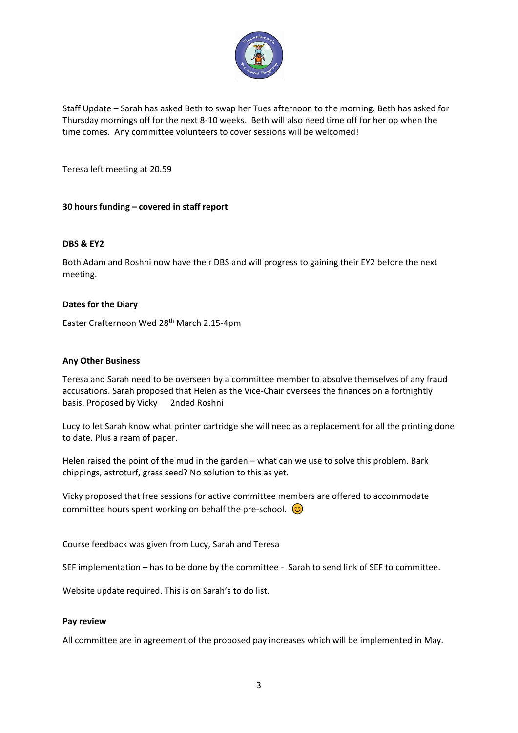Staff Update – Sarah has asked Beth to swap her Tues afternoon to the morning. Beth has asked for Thursday mornings off for the next 8-10 weeks. Beth will also need time off for her op when the time comes. Any committee volunteers to cover sessions will be welcomed!

Teresa left meeting at 20.59

**30 hours funding – covered in staff report**

**DBS & EY2**

Both Adam and Roshni now have their DBS and will progress to gaining their EY2 before the next meeting.

**Dates for the Diary**

Easter Crafternoon Wed 28th March 2.15-4pm

**Any Other Business**

Teresa and Sarah need to be overseen by a committee member to absolve themselves of any fraud accusations. Sarah proposed that Helen as the Vice-Chair oversees the finances on a fortnightly basis. Proposed by Vicky 2nded Roshni

Lucy to let Sarah know what printer cartridge she will need as a replacement for all the printing done to date. Plus a ream of paper.

Helen raised the point of the mud in the garden – what can we use to solve this problem. Bark chippings, astroturf, grass seed? No solution to this as yet.

Vicky proposed that free sessions for active committee members are offered to accommodate committee hours spent working on behalf the pre-school. 😊

Course feedback was given from Lucy, Sarah and Teresa

SEF implementation – has to be done by the committee - Sarah to send link of SEF to committee.

Website update required. This is on Sarah's to do list.

**Pay review**

All committee are in agreement of the proposed pay increases which will be implemented in May.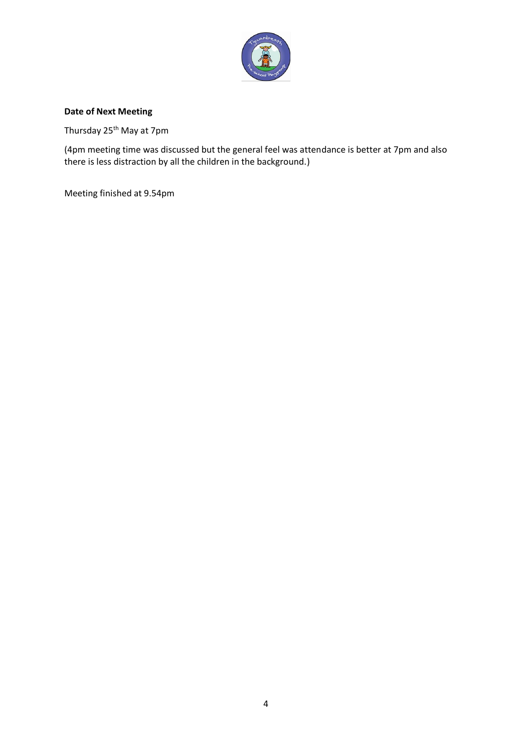**Date of Next Meeting**

Thursday 25th May at 7pm

(4pm meeting time was discussed but the general feel was attendance is better at 7pm and also there is less distraction by all the children in the background.)

Meeting finished at 9.54pm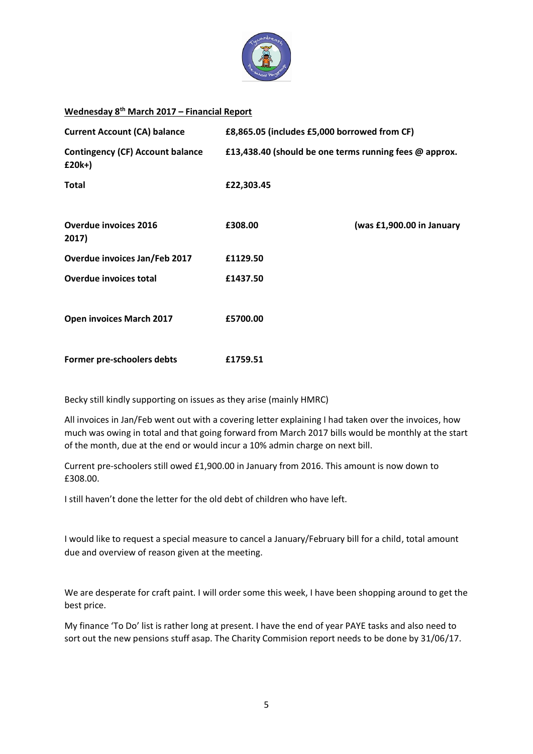**Wednesday 8th March 2017 – Financial Report**

| | | |
|---|---|---|
| **Current Account (CA) balance** | **£8,865.05 (includes £5,000 borrowed from CF)** | |
| **Contingency (CF) Account balance £20k+)** | **£13,438.40 (should be one terms running fees @ approx.** | |
| **Total** | **£22,303.45** | |
| **Overdue invoices 2016 2017)** | **£308.00** | **(was £1,900.00 in January** |
| **Overdue invoices Jan/Feb 2017** | **£1129.50** | |
| **Overdue invoices total** | **£1437.50** | |
| **Open invoices March 2017** | **£5700.00** | |
| **Former pre-schoolers debts** | **£1759.51** | |

Becky still kindly supporting on issues as they arise (mainly HMRC)

All invoices in Jan/Feb went out with a covering letter explaining I had taken over the invoices, how much was owing in total and that going forward from March 2017 bills would be monthly at the start of the month, due at the end or would incur a 10% admin charge on next bill.

Current pre-schoolers still owed £1,900.00 in January from 2016. This amount is now down to £308.00.

I still haven't done the letter for the old debt of children who have left.

I would like to request a special measure to cancel a January/February bill for a child, total amount due and overview of reason given at the meeting.

We are desperate for craft paint. I will order some this week, I have been shopping around to get the best price.

My finance 'To Do' list is rather long at present. I have the end of year PAYE tasks and also need to sort out the new pensions stuff asap. The Charity Commision report needs to be done by 31/06/17.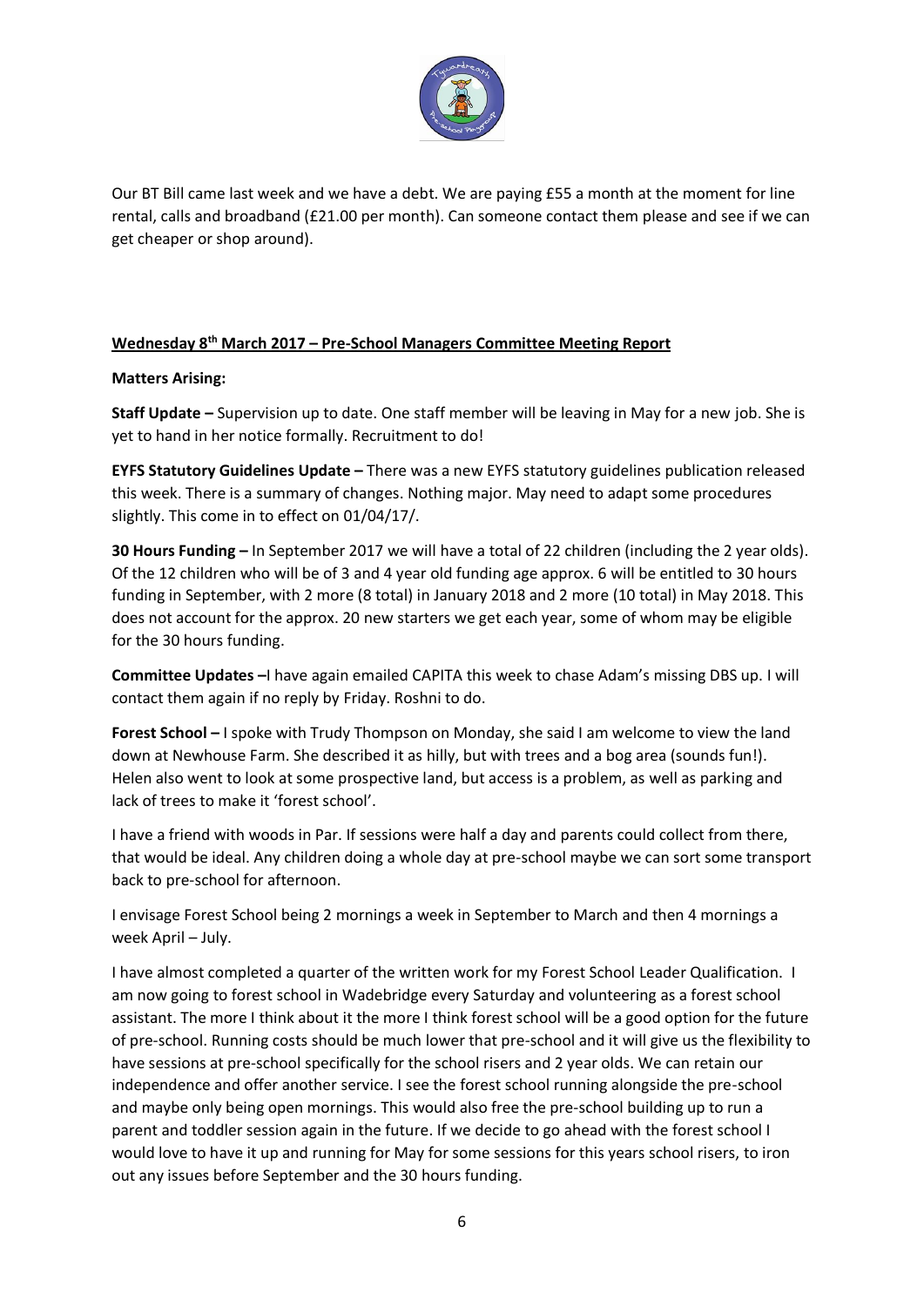Our BT Bill came last week and we have a debt. We are paying £55 a month at the moment for line rental, calls and broadband (£21.00 per month). Can someone contact them please and see if we can get cheaper or shop around).

## Wednesday 8th March 2017 – Pre-School Managers Committee Meeting Report

**Matters Arising:**

**Staff Update –** Supervision up to date. One staff member will be leaving in May for a new job. She is yet to hand in her notice formally. Recruitment to do!

**EYFS Statutory Guidelines Update –** There was a new EYFS statutory guidelines publication released this week. There is a summary of changes. Nothing major. May need to adapt some procedures slightly. This come in to effect on 01/04/17/.

**30 Hours Funding –** In September 2017 we will have a total of 22 children (including the 2 year olds). Of the 12 children who will be of 3 and 4 year old funding age approx. 6 will be entitled to 30 hours funding in September, with 2 more (8 total) in January 2018 and 2 more (10 total) in May 2018. This does not account for the approx. 20 new starters we get each year, some of whom may be eligible for the 30 hours funding.

**Committee Updates –**I have again emailed CAPITA this week to chase Adam's missing DBS up. I will contact them again if no reply by Friday. Roshni to do.

**Forest School –** I spoke with Trudy Thompson on Monday, she said I am welcome to view the land down at Newhouse Farm. She described it as hilly, but with trees and a bog area (sounds fun!). Helen also went to look at some prospective land, but access is a problem, as well as parking and lack of trees to make it 'forest school'.

I have a friend with woods in Par. If sessions were half a day and parents could collect from there, that would be ideal. Any children doing a whole day at pre-school maybe we can sort some transport back to pre-school for afternoon.

I envisage Forest School being 2 mornings a week in September to March and then 4 mornings a week April – July.

I have almost completed a quarter of the written work for my Forest School Leader Qualification. I am now going to forest school in Wadebridge every Saturday and volunteering as a forest school assistant. The more I think about it the more I think forest school will be a good option for the future of pre-school. Running costs should be much lower that pre-school and it will give us the flexibility to have sessions at pre-school specifically for the school risers and 2 year olds. We can retain our independence and offer another service. I see the forest school running alongside the pre-school and maybe only being open mornings. This would also free the pre-school building up to run a parent and toddler session again in the future. If we decide to go ahead with the forest school I would love to have it up and running for May for some sessions for this years school risers, to iron out any issues before September and the 30 hours funding.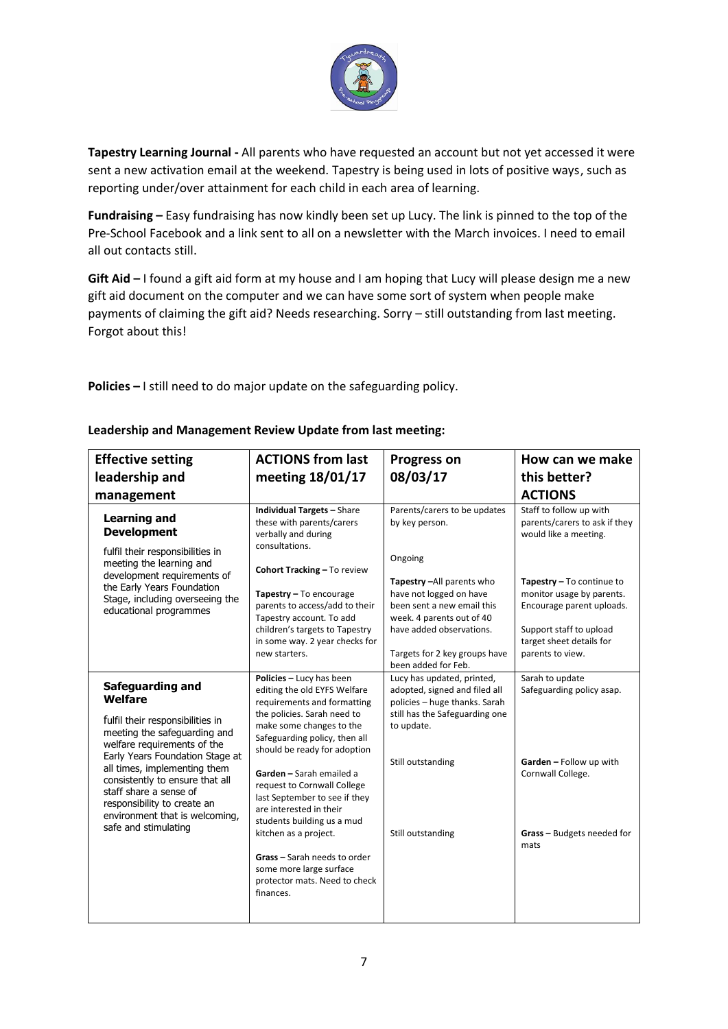**Tapestry Learning Journal -** All parents who have requested an account but not yet accessed it were sent a new activation email at the weekend. Tapestry is being used in lots of positive ways, such as reporting under/over attainment for each child in each area of learning.

**Fundraising –** Easy fundraising has now kindly been set up Lucy. The link is pinned to the top of the Pre-School Facebook and a link sent to all on a newsletter with the March invoices. I need to email all out contacts still.

**Gift Aid –** I found a gift aid form at my house and I am hoping that Lucy will please design me a new gift aid document on the computer and we can have some sort of system when people make payments of claiming the gift aid? Needs researching. Sorry – still outstanding from last meeting. Forgot about this!

**Policies –** I still need to do major update on the safeguarding policy.

**Leadership and Management Review Update from last meeting:**

| Effective setting leadership and management | ACTIONS from last meeting 18/01/17 | Progress on 08/03/17 | How can we make this better? ACTIONS |
|---|---|---|---|
| **Learning and Development**<br><br>fulfil their responsibilities in meeting the learning and development requirements of the Early Years Foundation Stage, including overseeing the educational programmes | **Individual Targets –** Share these with parents/carers verbally and during consultations.<br><br>**Cohort Tracking –** To review<br><br>**Tapestry –** To encourage parents to access/add to their Tapestry account. To add children's targets to Tapestry in some way. 2 year checks for new starters. | Parents/carers to be updates by key person.<br><br>Ongoing<br><br>**Tapestry –**All parents who have not logged on have been sent a new email this week. 4 parents out of 40 have added observations.<br><br>Targets for 2 key groups have been added for Feb. | Staff to follow up with parents/carers to ask if they would like a meeting.<br><br>**Tapestry –** To continue to monitor usage by parents. Encourage parent uploads.<br><br>Support staff to upload target sheet details for parents to view. |
| **Safeguarding and Welfare**<br><br>fulfil their responsibilities in meeting the safeguarding and welfare requirements of the Early Years Foundation Stage at all times, implementing them consistently to ensure that all staff share a sense of responsibility to create an environment that is welcoming, safe and stimulating | **Policies –** Lucy has been editing the old EYFS Welfare requirements and formatting the policies. Sarah need to make some changes to the Safeguarding policy, then all should be ready for adoption<br><br>**Garden –** Sarah emailed a request to Cornwall College last September to see if they are interested in their students building us a mud kitchen as a project.<br><br>**Grass –** Sarah needs to order some more large surface protector mats. Need to check finances. | Lucy has updated, printed, adopted, signed and filed all policies – huge thanks. Sarah still has the Safeguarding one to update.<br><br>Still outstanding<br><br>Still outstanding | Sarah to update Safeguarding policy asap.<br><br>**Garden –** Follow up with Cornwall College.<br><br>**Grass –** Budgets needed for mats |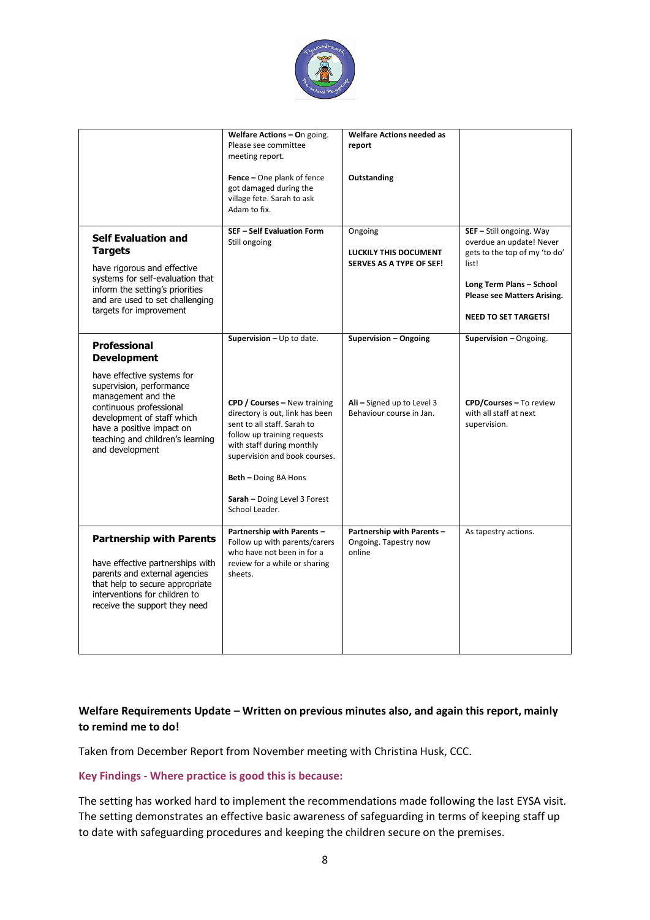| | | | |
|---|---|---|---|
| | **Welfare Actions – O**n going. Please see committee meeting report.<br><br>**Fence –** One plank of fence got damaged during the village fete. Sarah to ask Adam to fix. | **Welfare Actions needed as report**<br><br>**Outstanding** | |
| **Self Evaluation and Targets**<br><br>have rigorous and effective systems for self-evaluation that inform the setting's priorities and are used to set challenging targets for improvement | **SEF – Self Evaluation Form** Still ongoing | Ongoing<br><br>**LUCKILY THIS DOCUMENT SERVES AS A TYPE OF SEF!** | **SEF –** Still ongoing. Way overdue an update! Never gets to the top of my 'to do' list!<br><br>**Long Term Plans – School Please see Matters Arising.**<br><br>**NEED TO SET TARGETS!** |
| **Professional Development**<br><br>have effective systems for supervision, performance management and the continuous professional development of staff which have a positive impact on teaching and children's learning and development | **Supervision –** Up to date.<br><br>**CPD / Courses –** New training directory is out, link has been sent to all staff. Sarah to follow up training requests with staff during monthly supervision and book courses.<br><br>**Beth –** Doing BA Hons<br><br>**Sarah –** Doing Level 3 Forest School Leader. | **Supervision – Ongoing**<br><br>**Ali –** Signed up to Level 3 Behaviour course in Jan. | **Supervision –** Ongoing.<br><br>**CPD/Courses –** To review with all staff at next supervision. |
| **Partnership with Parents**<br><br>have effective partnerships with parents and external agencies that help to secure appropriate interventions for children to receive the support they need | **Partnership with Parents –** Follow up with parents/carers who have not been in for a review for a while or sharing sheets. | **Partnership with Parents –** Ongoing. Tapestry now online | As tapestry actions. |

**Welfare Requirements Update – Written on previous minutes also, and again this report, mainly to remind me to do!**

Taken from December Report from November meeting with Christina Husk, CCC.

**Key Findings - Where practice is good this is because:**

The setting has worked hard to implement the recommendations made following the last EYSA visit. The setting demonstrates an effective basic awareness of safeguarding in terms of keeping staff up to date with safeguarding procedures and keeping the children secure on the premises.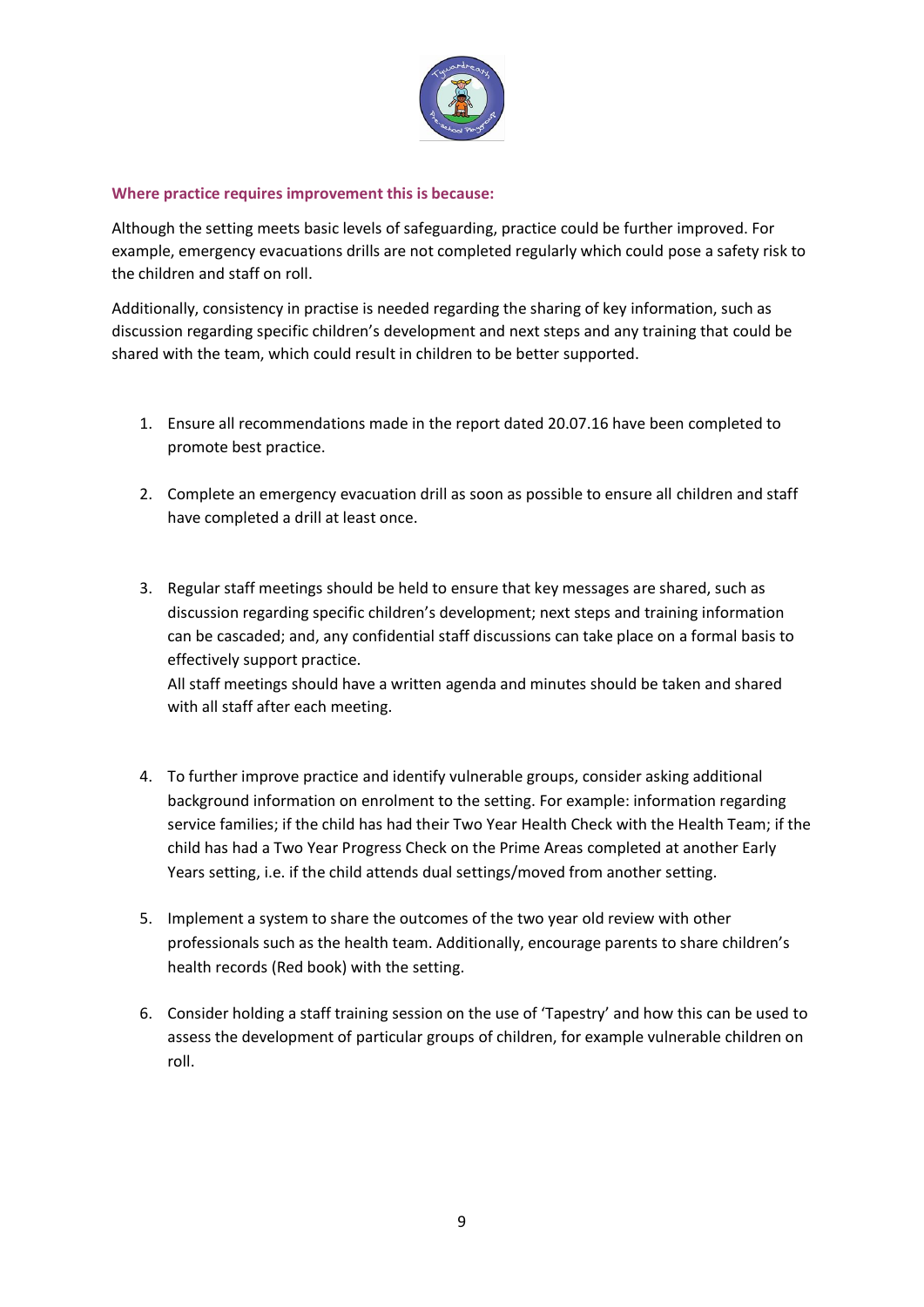### Where practice requires improvement this is because:

Although the setting meets basic levels of safeguarding, practice could be further improved. For example, emergency evacuations drills are not completed regularly which could pose a safety risk to the children and staff on roll.

Additionally, consistency in practise is needed regarding the sharing of key information, such as discussion regarding specific children's development and next steps and any training that could be shared with the team, which could result in children to be better supported.

1. Ensure all recommendations made in the report dated 20.07.16 have been completed to promote best practice.

2. Complete an emergency evacuation drill as soon as possible to ensure all children and staff have completed a drill at least once.

3. Regular staff meetings should be held to ensure that key messages are shared, such as discussion regarding specific children's development; next steps and training information can be cascaded; and, any confidential staff discussions can take place on a formal basis to effectively support practice.
   All staff meetings should have a written agenda and minutes should be taken and shared with all staff after each meeting.

4. To further improve practice and identify vulnerable groups, consider asking additional background information on enrolment to the setting. For example: information regarding service families; if the child has had their Two Year Health Check with the Health Team; if the child has had a Two Year Progress Check on the Prime Areas completed at another Early Years setting, i.e. if the child attends dual settings/moved from another setting.

5. Implement a system to share the outcomes of the two year old review with other professionals such as the health team. Additionally, encourage parents to share children's health records (Red book) with the setting.

6. Consider holding a staff training session on the use of 'Tapestry' and how this can be used to assess the development of particular groups of children, for example vulnerable children on roll.